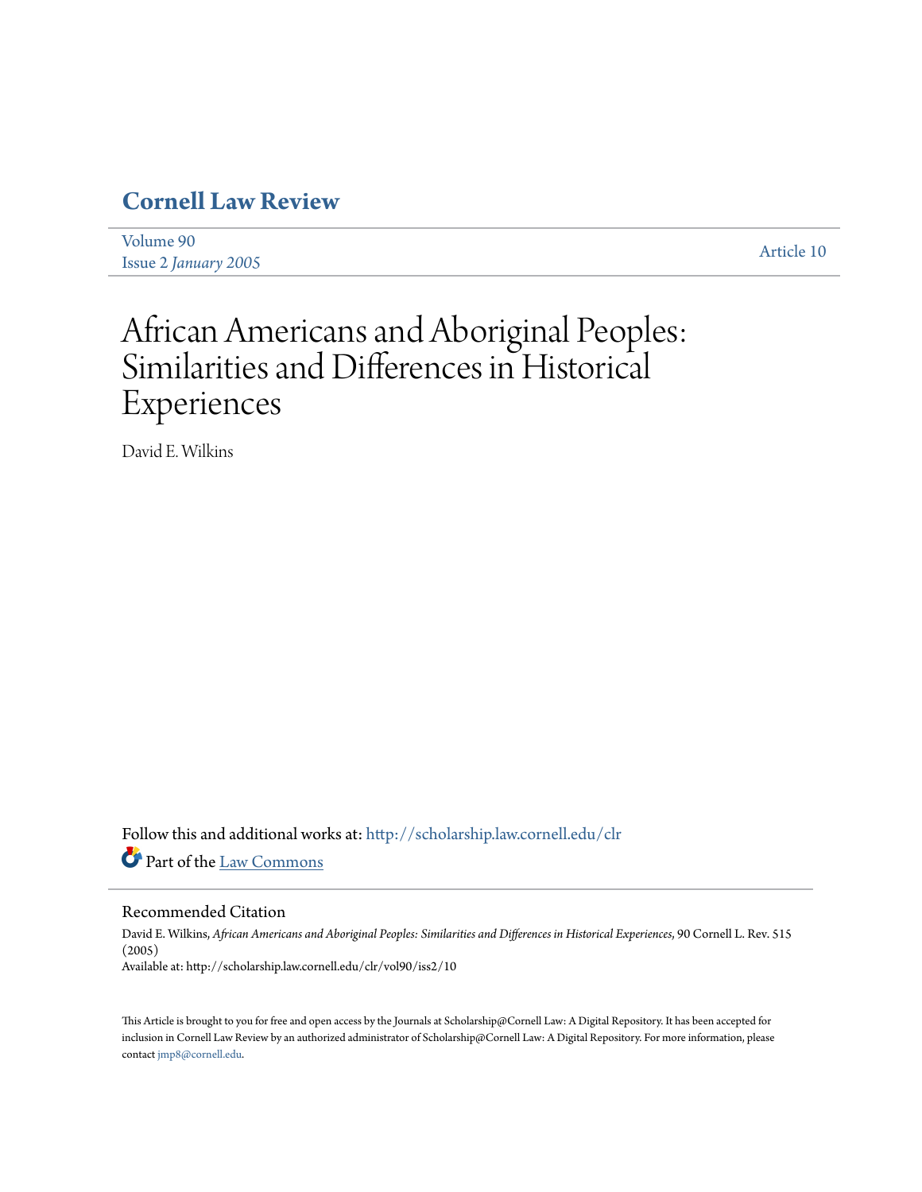# Cornell Law Review

Volume 90
Issue 2 *January 2005*

Article 10

# African Americans and Aboriginal Peoples: Similarities and Differences in Historical Experiences

David E. Wilkins

Follow this and additional works at: http://scholarship.law.cornell.edu/clr

Part of the Law Commons

## Recommended Citation

David E. Wilkins, *African Americans and Aboriginal Peoples: Similarities and Differences in Historical Experiences*, 90 Cornell L. Rev. 515 (2005)
Available at: http://scholarship.law.cornell.edu/clr/vol90/iss2/10

This Article is brought to you for free and open access by the Journals at Scholarship@Cornell Law: A Digital Repository. It has been accepted for inclusion in Cornell Law Review by an authorized administrator of Scholarship@Cornell Law: A Digital Repository. For more information, please contact jmp8@cornell.edu.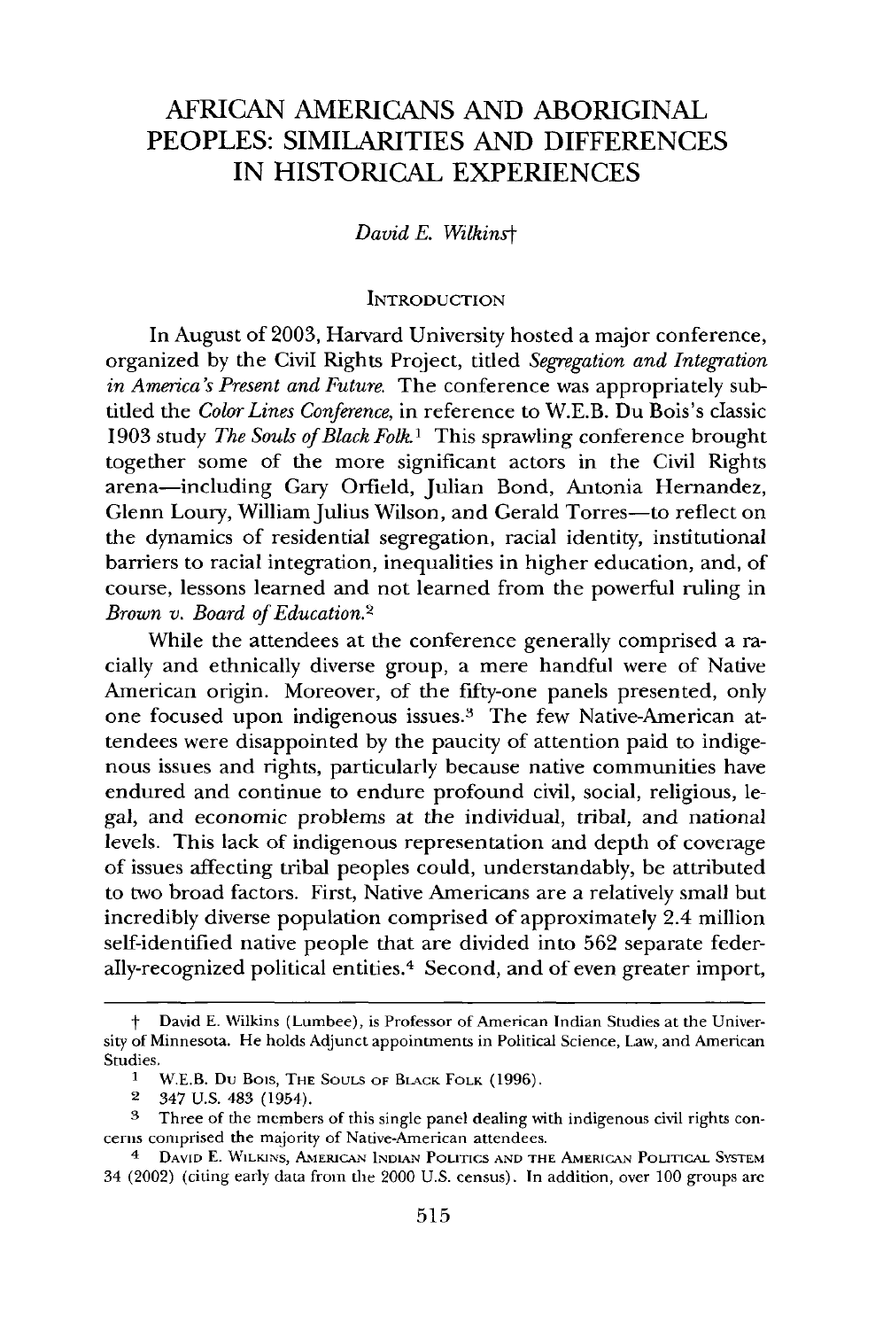# AFRICAN AMERICANS AND ABORIGINAL PEOPLES: SIMILARITIES AND DIFFERENCES IN HISTORICAL EXPERIENCES

*David E. Wilkins*†

## INTRODUCTION

In August of 2003, Harvard University hosted a major conference, organized by the Civil Rights Project, titled *Segregation and Integration in America's Present and Future.* The conference was appropriately subtitled the *Color Lines Conference,* in reference to W.E.B. Du Bois's classic 1903 study *The Souls of Black Folk.*[1] This sprawling conference brought together some of the more significant actors in the Civil Rights arena—including Gary Orfield, Julian Bond, Antonia Hernandez, Glenn Loury, William Julius Wilson, and Gerald Torres—to reflect on the dynamics of residential segregation, racial identity, institutional barriers to racial integration, inequalities in higher education, and, of course, lessons learned and not learned from the powerful ruling in *Brown v. Board of Education.*[2]

While the attendees at the conference generally comprised a racially and ethnically diverse group, a mere handful were of Native American origin. Moreover, of the fifty-one panels presented, only one focused upon indigenous issues.[3] The few Native-American attendees were disappointed by the paucity of attention paid to indigenous issues and rights, particularly because native communities have endured and continue to endure profound civil, social, religious, legal, and economic problems at the individual, tribal, and national levels. This lack of indigenous representation and depth of coverage of issues affecting tribal peoples could, understandably, be attributed to two broad factors. First, Native Americans are a relatively small but incredibly diverse population comprised of approximately 2.4 million self-identified native people that are divided into 562 separate federally-recognized political entities.[4] Second, and of even greater import,

---

† David E. Wilkins (Lumbee), is Professor of American Indian Studies at the University of Minnesota. He holds Adjunct appointments in Political Science, Law, and American Studies.

1 W.E.B. Du Bois, The Souls of Black Folk (1996).

2 347 U.S. 483 (1954).

3 Three of the members of this single panel dealing with indigenous civil rights concerns comprised the majority of Native-American attendees.

4 David E. Wilkins, American Indian Politics and the American Political System 34 (2002) (citing early data from the 2000 U.S. census). In addition, over 100 groups are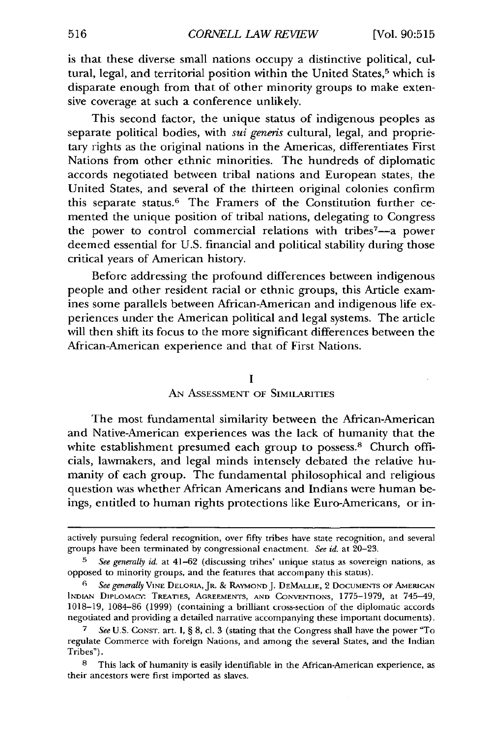is that these diverse small nations occupy a distinctive political, cultural, legal, and territorial position within the United States,[5] which is disparate enough from that of other minority groups to make extensive coverage at such a conference unlikely.

This second factor, the unique status of indigenous peoples as separate political bodies, with *sui generis* cultural, legal, and proprietary rights as the original nations in the Americas, differentiates First Nations from other ethnic minorities. The hundreds of diplomatic accords negotiated between tribal nations and European states, the United States, and several of the thirteen original colonies confirm this separate status.[6] The Framers of the Constitution further cemented the unique position of tribal nations, delegating to Congress the power to control commercial relations with tribes[7]—a power deemed essential for U.S. financial and political stability during those critical years of American history.

Before addressing the profound differences between indigenous people and other resident racial or ethnic groups, this Article examines some parallels between African-American and indigenous life experiences under the American political and legal systems. The article will then shift its focus to the more significant differences between the African-American experience and that of First Nations.

## I
## An Assessment of Similarities

The most fundamental similarity between the African-American and Native-American experiences was the lack of humanity that the white establishment presumed each group to possess.[8] Church officials, lawmakers, and legal minds intensely debated the relative humanity of each group. The fundamental philosophical and religious question was whether African Americans and Indians were human beings, entitled to human rights protections like Euro-Americans, or in-

---

actively pursuing federal recognition, over fifty tribes have state recognition, and several groups have been terminated by congressional enactment. *See id.* at 20–23.

[5] *See generally id.* at 41–62 (discussing tribes' unique status as sovereign nations, as opposed to minority groups, and the features that accompany this status).

[6] *See generally* Vine Deloria, Jr. & Raymond J. DeMallie, 2 Documents of American Indian Diplomacy: Treaties, Agreements, and Conventions, 1775–1979, at 745–49, 1018–19, 1084–86 (1999) (containing a brilliant cross-section of the diplomatic accords negotiated and providing a detailed narrative accompanying these important documents).

[7] *See* U.S. Const. art. I, § 8, cl. 3 (stating that the Congress shall have the power "To regulate Commerce with foreign Nations, and among the several States, and the Indian Tribes").

[8] This lack of humanity is easily identifiable in the African-American experience, as their ancestors were first imported as slaves.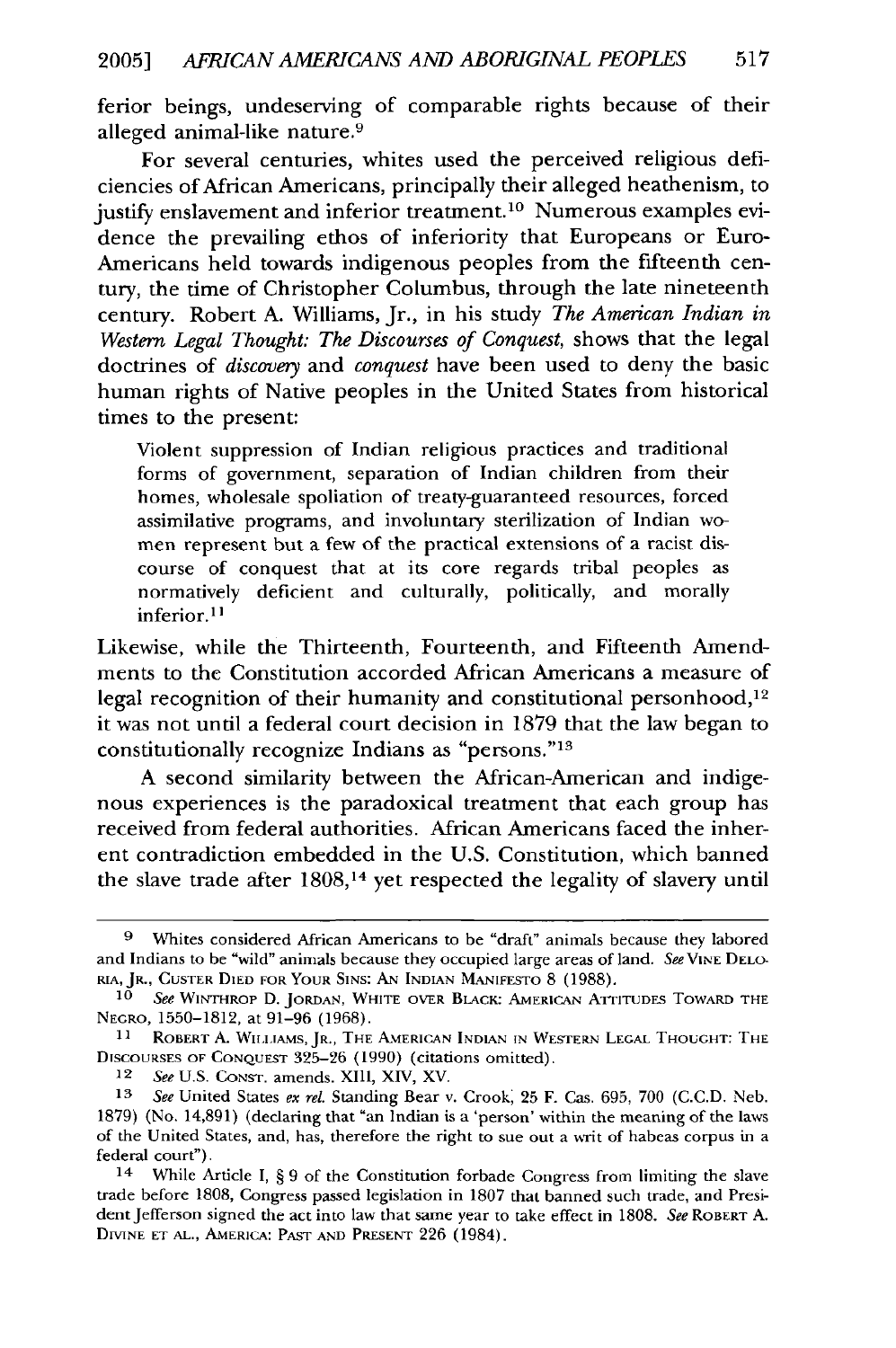ferior beings, undeserving of comparable rights because of their alleged animal-like nature.[9]

For several centuries, whites used the perceived religious deficiencies of African Americans, principally their alleged heathenism, to justify enslavement and inferior treatment.[10] Numerous examples evidence the prevailing ethos of inferiority that Europeans or Euro-Americans held towards indigenous peoples from the fifteenth century, the time of Christopher Columbus, through the late nineteenth century. Robert A. Williams, Jr., in his study *The American Indian in Western Legal Thought: The Discourses of Conquest,* shows that the legal doctrines of *discovery* and *conquest* have been used to deny the basic human rights of Native peoples in the United States from historical times to the present:

> Violent suppression of Indian religious practices and traditional forms of government, separation of Indian children from their homes, wholesale spoliation of treaty-guaranteed resources, forced assimilative programs, and involuntary sterilization of Indian women represent but a few of the practical extensions of a racist discourse of conquest that at its core regards tribal peoples as normatively deficient and culturally, politically, and morally inferior.[11]

Likewise, while the Thirteenth, Fourteenth, and Fifteenth Amendments to the Constitution accorded African Americans a measure of legal recognition of their humanity and constitutional personhood,[12] it was not until a federal court decision in 1879 that the law began to constitutionally recognize Indians as "persons."[13]

A second similarity between the African-American and indigenous experiences is the paradoxical treatment that each group has received from federal authorities. African Americans faced the inherent contradiction embedded in the U.S. Constitution, which banned the slave trade after 1808,[14] yet respected the legality of slavery until

---

[9] Whites considered African Americans to be "draft" animals because they labored and Indians to be "wild" animals because they occupied large areas of land. *See* VINE DELORIA, JR., CUSTER DIED FOR YOUR SINS: AN INDIAN MANIFESTO 8 (1988).

[10] *See* WINTHROP D. JORDAN, WHITE OVER BLACK: AMERICAN ATTITUDES TOWARD THE NEGRO, 1550–1812, at 91–96 (1968).

[11] ROBERT A. WILLIAMS, JR., THE AMERICAN INDIAN IN WESTERN LEGAL THOUGHT: THE DISCOURSES OF CONQUEST 325–26 (1990) (citations omitted).

[12] *See* U.S. CONST. amends. XIII, XIV, XV.

[13] *See* United States *ex rel.* Standing Bear v. Crook, 25 F. Cas. 695, 700 (C.C.D. Neb. 1879) (No. 14,891) (declaring that "an Indian is a 'person' within the meaning of the laws of the United States, and, has, therefore the right to sue out a writ of habeas corpus in a federal court").

[14] While Article I, § 9 of the Constitution forbade Congress from limiting the slave trade before 1808, Congress passed legislation in 1807 that banned such trade, and President Jefferson signed the act into law that same year to take effect in 1808. *See* ROBERT A. DIVINE ET AL., AMERICA: PAST AND PRESENT 226 (1984).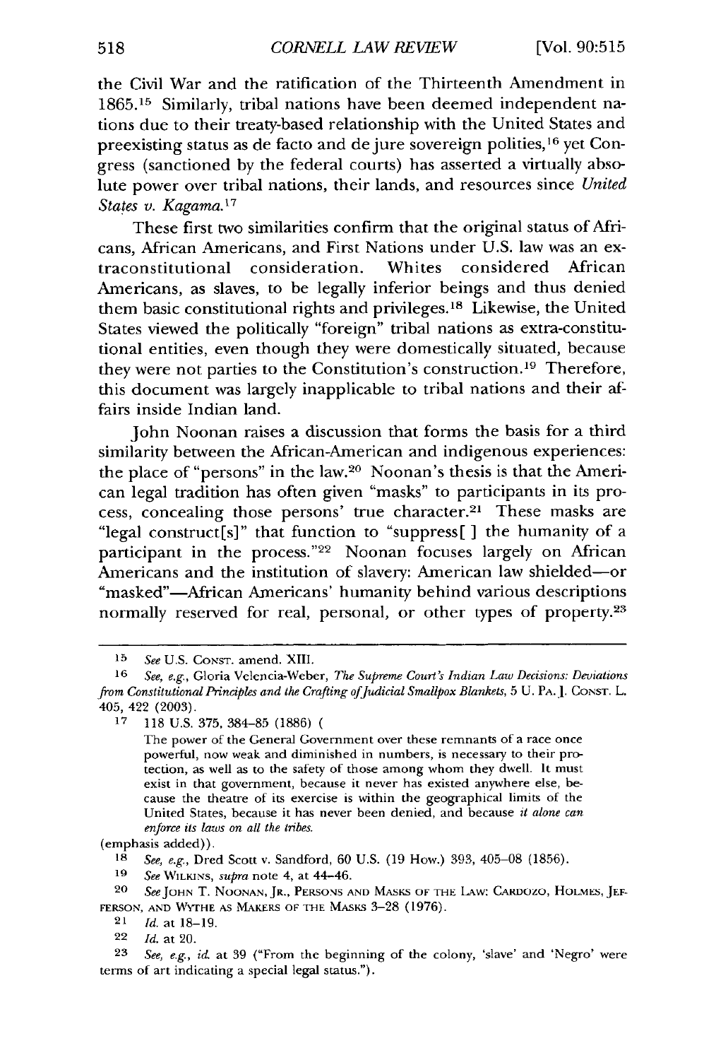the Civil War and the ratification of the Thirteenth Amendment in 1865.[15] Similarly, tribal nations have been deemed independent nations due to their treaty-based relationship with the United States and preexisting status as de facto and de jure sovereign polities,[16] yet Congress (sanctioned by the federal courts) has asserted a virtually absolute power over tribal nations, their lands, and resources since *United States v. Kagama*.[17]

These first two similarities confirm that the original status of Africans, African Americans, and First Nations under U.S. law was an extraconstitutional consideration. Whites considered African Americans, as slaves, to be legally inferior beings and thus denied them basic constitutional rights and privileges.[18] Likewise, the United States viewed the politically "foreign" tribal nations as extra-constitutional entities, even though they were domestically situated, because they were not parties to the Constitution's construction.[19] Therefore, this document was largely inapplicable to tribal nations and their affairs inside Indian land.

John Noonan raises a discussion that forms the basis for a third similarity between the African-American and indigenous experiences: the place of "persons" in the law.[20] Noonan's thesis is that the American legal tradition has often given "masks" to participants in its process, concealing those persons' true character.[21] These masks are "legal construct[s]" that function to "suppress[ ] the humanity of a participant in the process."[22] Noonan focuses largely on African Americans and the institution of slavery: American law shielded—or "masked"—African Americans' humanity behind various descriptions normally reserved for real, personal, or other types of property.[23]

---

15 *See* U.S. CONST. amend. XIII.

16 *See, e.g.*, Gloria Velencia-Weber, *The Supreme Court's Indian Law Decisions: Deviations from Constitutional Principles and the Crafting of Judicial Smallpox Blankets*, 5 U. PA. J. CONST. L. 405, 422 (2003).

17 118 U.S. 375, 384–85 (1886) (

> The power of the General Government over these remnants of a race once powerful, now weak and diminished in numbers, is necessary to their protection, as well as to the safety of those among whom they dwell. It must exist in that government, because it never has existed anywhere else, because the theatre of its exercise is within the geographical limits of the United States, because it has never been denied, and because *it alone can enforce its laws on all the tribes*.

(emphasis added)).

18 *See, e.g.*, Dred Scott v. Sandford, 60 U.S. (19 How.) 393, 405–08 (1856).

19 *See* WILKINS, *supra* note 4, at 44–46.

20 *See* JOHN T. NOONAN, JR., PERSONS AND MASKS OF THE LAW: CARDOZO, HOLMES, JEFFERSON, AND WYTHE AS MAKERS OF THE MASKS 3–28 (1976).

21 *Id.* at 18–19.

22 *Id.* at 20.

23 *See, e.g.*, *id.* at 39 ("From the beginning of the colony, 'slave' and 'Negro' were terms of art indicating a special legal status.").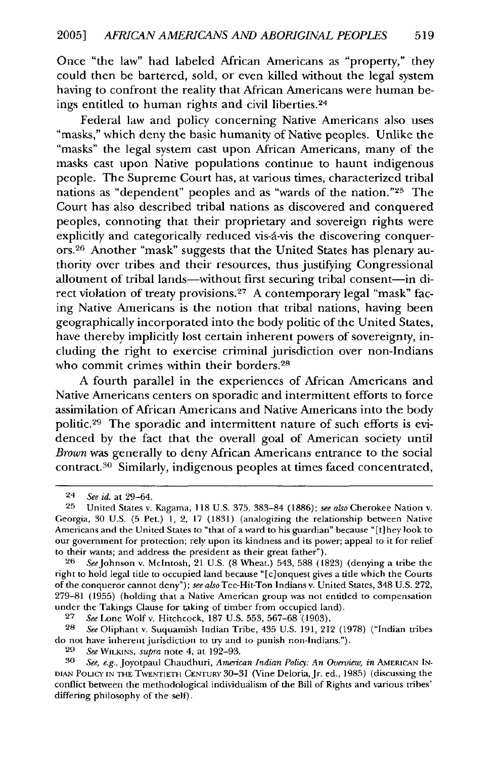Once "the law" had labeled African Americans as "property," they could then be bartered, sold, or even killed without the legal system having to confront the reality that African Americans were human beings entitled to human rights and civil liberties.[24]

Federal law and policy concerning Native Americans also uses "masks," which deny the basic humanity of Native peoples. Unlike the "masks" the legal system cast upon African Americans, many of the masks cast upon Native populations continue to haunt indigenous people. The Supreme Court has, at various times, characterized tribal nations as "dependent" peoples and as "wards of the nation."[25] The Court has also described tribal nations as discovered and conquered peoples, connoting that their proprietary and sovereign rights were explicitly and categorically reduced vis-á-vis the discovering conquerors.[26] Another "mask" suggests that the United States has plenary authority over tribes and their resources, thus justifying Congressional allotment of tribal lands—without first securing tribal consent—in direct violation of treaty provisions.[27] A contemporary legal "mask" facing Native Americans is the notion that tribal nations, having been geographically incorporated into the body politic of the United States, have thereby implicitly lost certain inherent powers of sovereignty, including the right to exercise criminal jurisdiction over non-Indians who commit crimes within their borders.[28]

A fourth parallel in the experiences of African Americans and Native Americans centers on sporadic and intermittent efforts to force assimilation of African Americans and Native Americans into the body politic.[29] The sporadic and intermittent nature of such efforts is evidenced by the fact that the overall goal of American society until *Brown* was generally to deny African Americans entrance to the social contract.[30] Similarly, indigenous peoples at times faced concentrated,

---

[24] *See id.* at 29–64.

[25] United States v. Kagama, 118 U.S. 375, 383–84 (1886); *see also* Cherokee Nation v. Georgia, 30 U.S. (5 Pet.) 1, 2, 17 (1831) (analogizing the relationship between Native Americans and the United States to "that of a ward to his guardian" because "[t]hey look to our government for protection; rely upon its kindness and its power; appeal to it for relief to their wants; and address the president as their great father").

[26] *See* Johnson v. McIntosh, 21 U.S. (8 Wheat.) 543, 588 (1823) (denying a tribe the right to hold legal title to occupied land because "[c]onquest gives a title which the Courts of the conqueror cannot deny"); *see also* Tee-Hit-Ton Indians v. United States, 348 U.S. 272, 279–81 (1955) (holding that a Native American group was not entitled to compensation under the Takings Clause for taking of timber from occupied land).

[27] *See* Lone Wolf v. Hitchcock, 187 U.S. 553, 567–68 (1903).

[28] *See* Oliphant v. Suquamish Indian Tribe, 435 U.S. 191, 212 (1978) ("Indian tribes do not have inherent jurisdiction to try and to punish non-Indians.").

[29] *See* WILKINS, *supra* note 4, at 192–93.

[30] *See, e.g.*, Joyotpaul Chaudhuri, *American Indian Policy: An Overview*, *in* AMERICAN INDIAN POLICY IN THE TWENTIETH CENTURY 30–31 (Vine Deloria, Jr. ed., 1985) (discussing the conflict between the methodological individualism of the Bill of Rights and various tribes' differing philosophy of the self).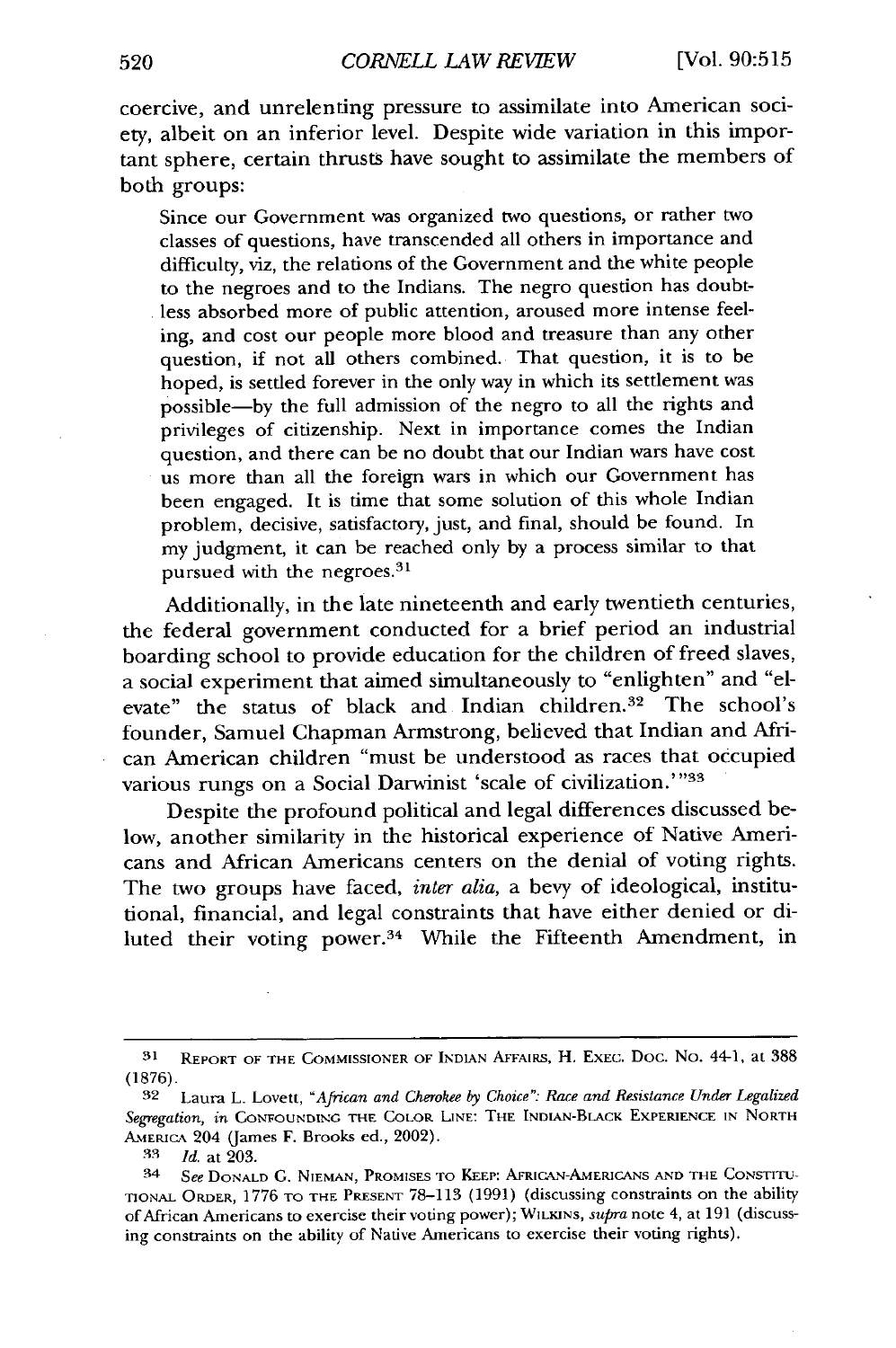coercive, and unrelenting pressure to assimilate into American society, albeit on an inferior level. Despite wide variation in this important sphere, certain thrusts have sought to assimilate the members of both groups:

> Since our Government was organized two questions, or rather two classes of questions, have transcended all others in importance and difficulty, viz, the relations of the Government and the white people to the negroes and to the Indians. The negro question has doubtless absorbed more of public attention, aroused more intense feeling, and cost our people more blood and treasure than any other question, if not all others combined. That question, it is to be hoped, is settled forever in the only way in which its settlement was possible—by the full admission of the negro to all the rights and privileges of citizenship. Next in importance comes the Indian question, and there can be no doubt that our Indian wars have cost us more than all the foreign wars in which our Government has been engaged. It is time that some solution of this whole Indian problem, decisive, satisfactory, just, and final, should be found. In my judgment, it can be reached only by a process similar to that pursued with the negroes.[31]

Additionally, in the late nineteenth and early twentieth centuries, the federal government conducted for a brief period an industrial boarding school to provide education for the children of freed slaves, a social experiment that aimed simultaneously to "enlighten" and "elevate" the status of black and Indian children.[32] The school's founder, Samuel Chapman Armstrong, believed that Indian and African American children "must be understood as races that occupied various rungs on a Social Darwinist 'scale of civilization.'"[33]

Despite the profound political and legal differences discussed below, another similarity in the historical experience of Native Americans and African Americans centers on the denial of voting rights. The two groups have faced, *inter alia*, a bevy of ideological, institutional, financial, and legal constraints that have either denied or diluted their voting power.[34] While the Fifteenth Amendment, in

---

[31] Report of the Commissioner of Indian Affairs, H. Exec. Doc. No. 44-1, at 388 (1876).

[32] Laura L. Lovett, *"African and Cherokee by Choice": Race and Resistance Under Legalized Segregation*, *in* Confounding the Color Line: The Indian-Black Experience in North America 204 (James F. Brooks ed., 2002).

[33] *Id.* at 203.

[34] *See* Donald G. Nieman, Promises to Keep: African-Americans and the Constitutional Order, 1776 to the Present 78–113 (1991) (discussing constraints on the ability of African Americans to exercise their voting power); Wilkins, *supra* note 4, at 191 (discussing constraints on the ability of Native Americans to exercise their voting rights).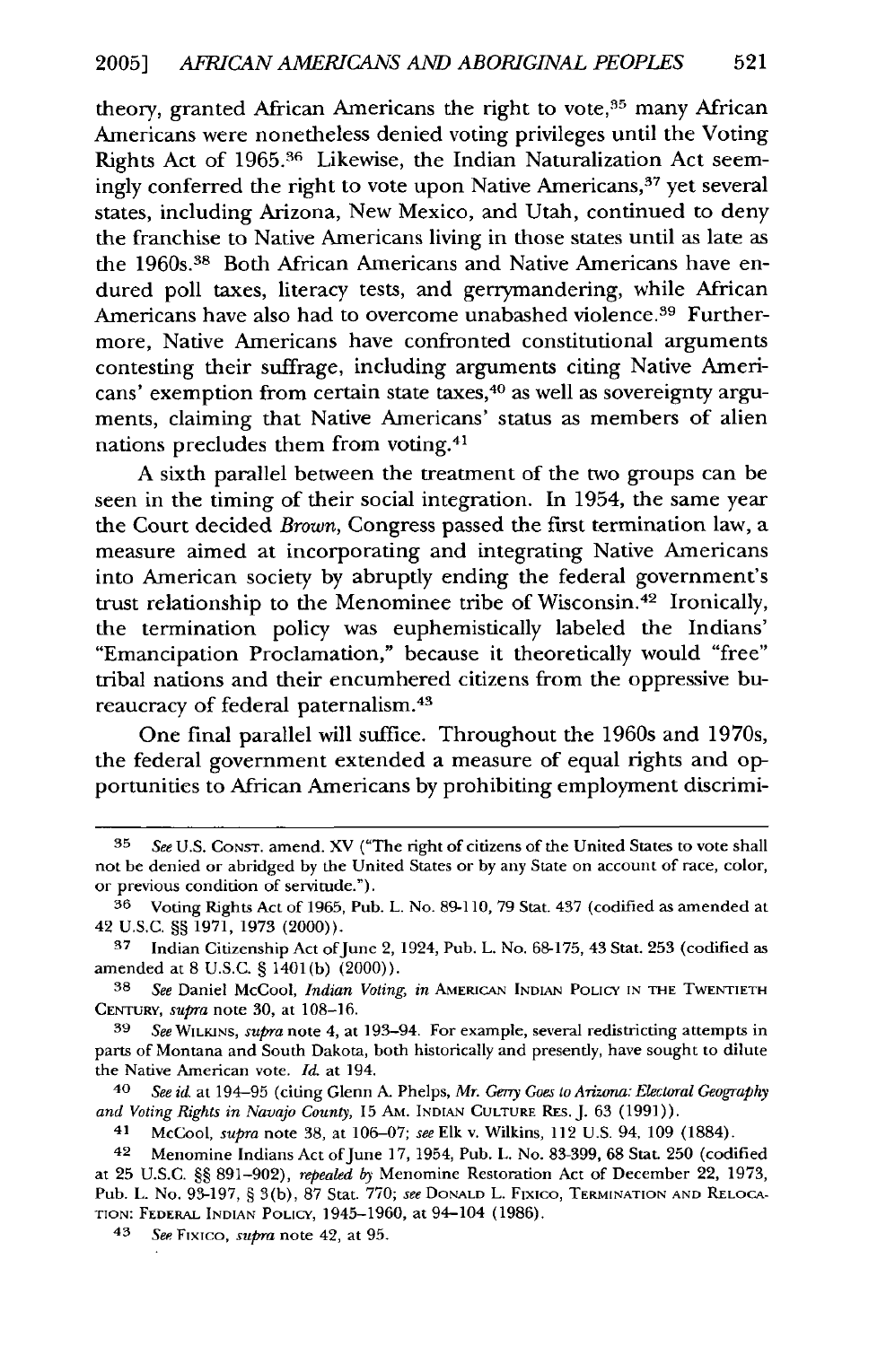theory, granted African Americans the right to vote,[35] many African Americans were nonetheless denied voting privileges until the Voting Rights Act of 1965.[36] Likewise, the Indian Naturalization Act seemingly conferred the right to vote upon Native Americans,[37] yet several states, including Arizona, New Mexico, and Utah, continued to deny the franchise to Native Americans living in those states until as late as the 1960s.[38] Both African Americans and Native Americans have endured poll taxes, literacy tests, and gerrymandering, while African Americans have also had to overcome unabashed violence.[39] Furthermore, Native Americans have confronted constitutional arguments contesting their suffrage, including arguments citing Native Americans' exemption from certain state taxes,[40] as well as sovereignty arguments, claiming that Native Americans' status as members of alien nations precludes them from voting.[41]

A sixth parallel between the treatment of the two groups can be seen in the timing of their social integration. In 1954, the same year the Court decided *Brown*, Congress passed the first termination law, a measure aimed at incorporating and integrating Native Americans into American society by abruptly ending the federal government's trust relationship to the Menominee tribe of Wisconsin.[42] Ironically, the termination policy was euphemistically labeled the Indians' "Emancipation Proclamation," because it theoretically would "free" tribal nations and their encumbered citizens from the oppressive bureaucracy of federal paternalism.[43]

One final parallel will suffice. Throughout the 1960s and 1970s, the federal government extended a measure of equal rights and opportunities to African Americans by prohibiting employment discrimi-

---

[35] *See* U.S. CONST. amend. XV ("The right of citizens of the United States to vote shall not be denied or abridged by the United States or by any State on account of race, color, or previous condition of servitude.").

[36] Voting Rights Act of 1965, Pub. L. No. 89-110, 79 Stat. 437 (codified as amended at 42 U.S.C. §§ 1971, 1973 (2000)).

[37] Indian Citizenship Act of June 2, 1924, Pub. L. No. 68-175, 43 Stat. 253 (codified as amended at 8 U.S.C. § 1401(b) (2000)).

[38] *See* Daniel McCool, *Indian Voting*, *in* AMERICAN INDIAN POLICY IN THE TWENTIETH CENTURY, *supra* note 30, at 108–16.

[39] *See* WILKINS, *supra* note 4, at 193–94. For example, several redistricting attempts in parts of Montana and South Dakota, both historically and presently, have sought to dilute the Native American vote. *Id.* at 194.

[40] *See id.* at 194–95 (citing Glenn A. Phelps, *Mr. Gerry Goes to Arizona: Electoral Geography and Voting Rights in Navajo County*, 15 AM. INDIAN CULTURE RES. J. 63 (1991)).

[41] McCool, *supra* note 38, at 106–07; *see* Elk v. Wilkins, 112 U.S. 94, 109 (1884).

[42] Menomine Indians Act of June 17, 1954, Pub. L. No. 83-399, 68 Stat. 250 (codified at 25 U.S.C. §§ 891–902), *repealed by* Menomine Restoration Act of December 22, 1973, Pub. L. No. 93-197, § 3(b), 87 Stat. 770; *see* DONALD L. FIXICO, TERMINATION AND RELOCATION: FEDERAL INDIAN POLICY, 1945–1960, at 94–104 (1986).

[43] *See* FIXICO, *supra* note 42, at 95.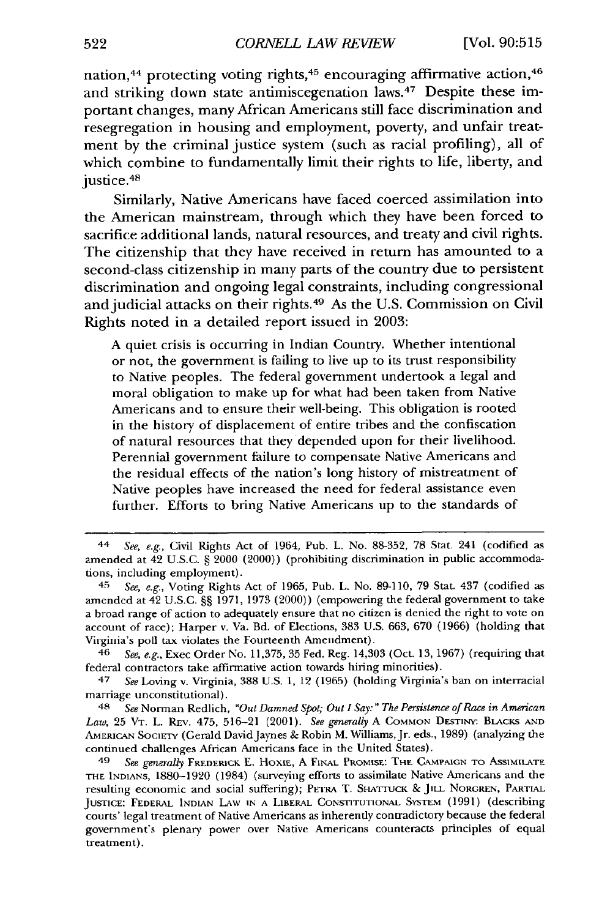nation,[44] protecting voting rights,[45] encouraging affirmative action,[46] and striking down state antimiscegenation laws.[47] Despite these important changes, many African Americans still face discrimination and resegregation in housing and employment, poverty, and unfair treatment by the criminal justice system (such as racial profiling), all of which combine to fundamentally limit their rights to life, liberty, and justice.[48]

Similarly, Native Americans have faced coerced assimilation into the American mainstream, through which they have been forced to sacrifice additional lands, natural resources, and treaty and civil rights. The citizenship that they have received in return has amounted to a second-class citizenship in many parts of the country due to persistent discrimination and ongoing legal constraints, including congressional and judicial attacks on their rights.[49] As the U.S. Commission on Civil Rights noted in a detailed report issued in 2003:

> A quiet crisis is occurring in Indian Country. Whether intentional or not, the government is failing to live up to its trust responsibility to Native peoples. The federal government undertook a legal and moral obligation to make up for what had been taken from Native Americans and to ensure their well-being. This obligation is rooted in the history of displacement of entire tribes and the confiscation of natural resources that they depended upon for their livelihood. Perennial government failure to compensate Native Americans and the residual effects of the nation's long history of mistreatment of Native peoples have increased the need for federal assistance even further. Efforts to bring Native Americans up to the standards of

---

[44] *See, e.g.*, Civil Rights Act of 1964, Pub. L. No. 88-352, 78 Stat. 241 (codified as amended at 42 U.S.C. § 2000 (2000)) (prohibiting discrimination in public accommodations, including employment).

[45] *See, e.g.*, Voting Rights Act of 1965, Pub. L. No. 89-110, 79 Stat. 437 (codified as amended at 42 U.S.C. §§ 1971, 1973 (2000)) (empowering the federal government to take a broad range of action to adequately ensure that no citizen is denied the right to vote on account of race); Harper v. Va. Bd. of Elections, 383 U.S. 663, 670 (1966) (holding that Virginia's poll tax violates the Fourteenth Amendment).

[46] *See, e.g.*, Exec Order No. 11,375, 35 Fed. Reg. 14,303 (Oct. 13, 1967) (requiring that federal contractors take affirmative action towards hiring minorities).

[47] *See* Loving v. Virginia, 388 U.S. 1, 12 (1965) (holding Virginia's ban on interracial marriage unconstitutional).

[48] *See* Norman Redlich, *"Out Damned Spot; Out I Say:" The Persistence of Race in American Law*, 25 VT. L. REV. 475, 516–21 (2001). *See generally* A COMMON DESTINY: BLACKS AND AMERICAN SOCIETY (Gerald David Jaynes & Robin M. Williams, Jr. eds., 1989) (analyzing the continued challenges African Americans face in the United States).

[49] *See generally* FREDERICK E. HOXIE, A FINAL PROMISE: THE CAMPAIGN TO ASSIMILATE THE INDIANS, 1880–1920 (1984) (surveying efforts to assimilate Native Americans and the resulting economic and social suffering); PETRA T. SHATTUCK & JILL NORGREN, PARTIAL JUSTICE: FEDERAL INDIAN LAW IN A LIBERAL CONSTITUTIONAL SYSTEM (1991) (describing courts' legal treatment of Native Americans as inherently contradictory because the federal government's plenary power over Native Americans counteracts principles of equal treatment).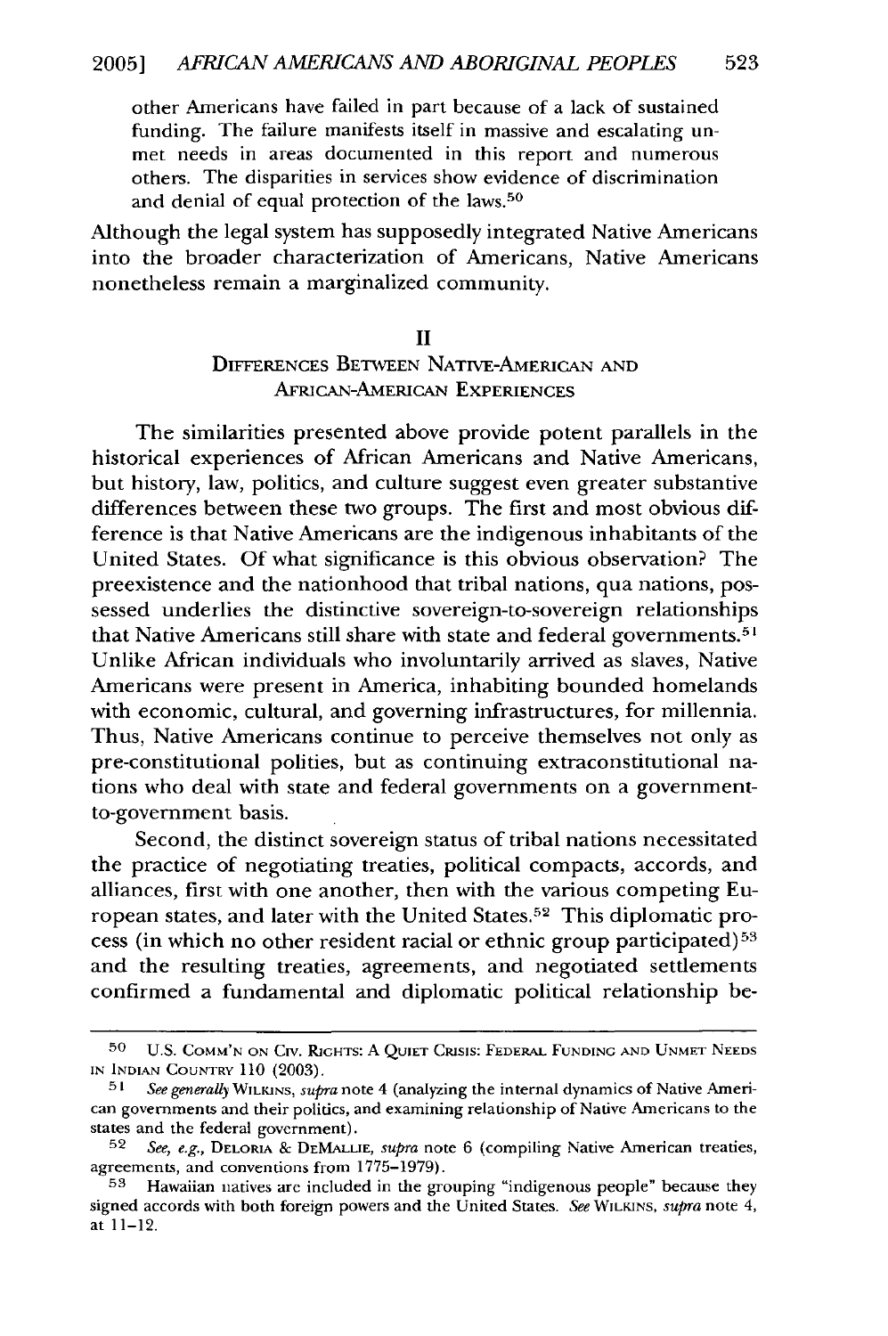other Americans have failed in part because of a lack of sustained funding. The failure manifests itself in massive and escalating unmet needs in areas documented in this report and numerous others. The disparities in services show evidence of discrimination and denial of equal protection of the laws.[50]

Although the legal system has supposedly integrated Native Americans into the broader characterization of Americans, Native Americans nonetheless remain a marginalized community.

## II
## DIFFERENCES BETWEEN NATIVE-AMERICAN AND AFRICAN-AMERICAN EXPERIENCES

The similarities presented above provide potent parallels in the historical experiences of African Americans and Native Americans, but history, law, politics, and culture suggest even greater substantive differences between these two groups. The first and most obvious difference is that Native Americans are the indigenous inhabitants of the United States. Of what significance is this obvious observation? The preexistence and the nationhood that tribal nations, qua nations, possessed underlies the distinctive sovereign-to-sovereign relationships that Native Americans still share with state and federal governments.[51] Unlike African individuals who involuntarily arrived as slaves, Native Americans were present in America, inhabiting bounded homelands with economic, cultural, and governing infrastructures, for millennia. Thus, Native Americans continue to perceive themselves not only as pre-constitutional polities, but as continuing extraconstitutional nations who deal with state and federal governments on a government-to-government basis.

Second, the distinct sovereign status of tribal nations necessitated the practice of negotiating treaties, political compacts, accords, and alliances, first with one another, then with the various competing European states, and later with the United States.[52] This diplomatic process (in which no other resident racial or ethnic group participated)[53] and the resulting treaties, agreements, and negotiated settlements confirmed a fundamental and diplomatic political relationship be-

---

[50] U.S. COMM'N ON CIV. RIGHTS: A QUIET CRISIS: FEDERAL FUNDING AND UNMET NEEDS IN INDIAN COUNTRY 110 (2003).

[51] *See generally* WILKINS, *supra* note 4 (analyzing the internal dynamics of Native American governments and their politics, and examining relationship of Native Americans to the states and the federal government).

[52] *See, e.g.*, DELORIA & DEMALLIE, *supra* note 6 (compiling Native American treaties, agreements, and conventions from 1775–1979).

[53] Hawaiian natives are included in the grouping "indigenous people" because they signed accords with both foreign powers and the United States. *See* WILKINS, *supra* note 4, at 11–12.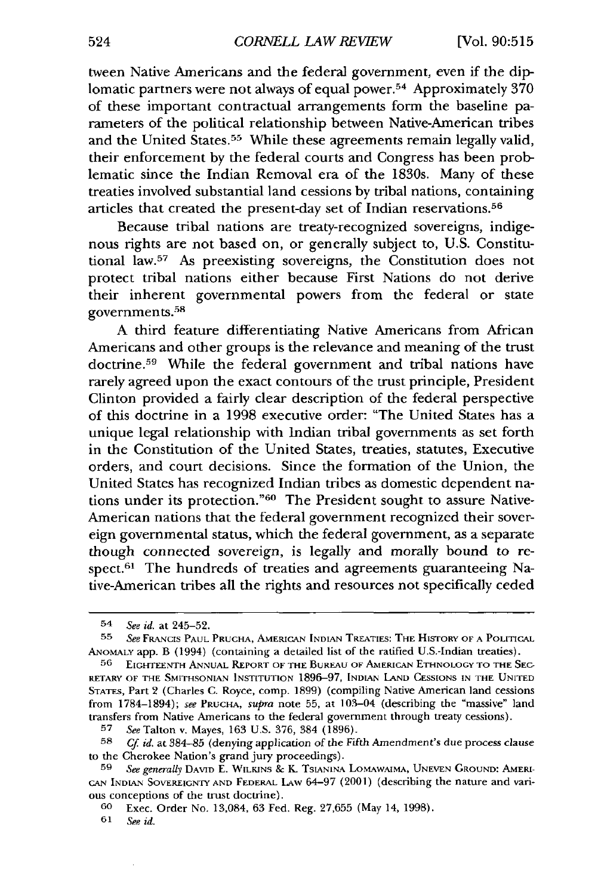tween Native Americans and the federal government, even if the diplomatic partners were not always of equal power.[54] Approximately 370 of these important contractual arrangements form the baseline parameters of the political relationship between Native-American tribes and the United States.[55] While these agreements remain legally valid, their enforcement by the federal courts and Congress has been problematic since the Indian Removal era of the 1830s. Many of these treaties involved substantial land cessions by tribal nations, containing articles that created the present-day set of Indian reservations.[56]

Because tribal nations are treaty-recognized sovereigns, indigenous rights are not based on, or generally subject to, U.S. Constitutional law.[57] As preexisting sovereigns, the Constitution does not protect tribal nations either because First Nations do not derive their inherent governmental powers from the federal or state governments.[58]

A third feature differentiating Native Americans from African Americans and other groups is the relevance and meaning of the trust doctrine.[59] While the federal government and tribal nations have rarely agreed upon the exact contours of the trust principle, President Clinton provided a fairly clear description of the federal perspective of this doctrine in a 1998 executive order: "The United States has a unique legal relationship with Indian tribal governments as set forth in the Constitution of the United States, treaties, statutes, Executive orders, and court decisions. Since the formation of the Union, the United States has recognized Indian tribes as domestic dependent nations under its protection."[60] The President sought to assure Native-American nations that the federal government recognized their sovereign governmental status, which the federal government, as a separate though connected sovereign, is legally and morally bound to respect.[61] The hundreds of treaties and agreements guaranteeing Native-American tribes all the rights and resources not specifically ceded

---

54 *See id.* at 245–52.

55 *See* Francis Paul Prucha, American Indian Treaties: The History of a Political Anomaly app. B (1994) (containing a detailed list of the ratified U.S.-Indian treaties).

56 Eighteenth Annual Report of the Bureau of American Ethnology to the Secretary of the Smithsonian Institution 1896–97, Indian Land Cessions in the United States, Part 2 (Charles C. Royce, comp. 1899) (compiling Native American land cessions from 1784–1894); *see* Prucha, *supra* note 55, at 103–04 (describing the "massive" land transfers from Native Americans to the federal government through treaty cessions).

57 *See* Talton v. Mayes, 163 U.S. 376, 384 (1896).

58 *Cf. id.* at 384–85 (denying application of the Fifth Amendment's due process clause to the Cherokee Nation's grand jury proceedings).

59 *See generally* David E. Wilkins & K. Tsianina Lomawaima, Uneven Ground: American Indian Sovereignty and Federal Law 64–97 (2001) (describing the nature and various conceptions of the trust doctrine).

60 Exec. Order No. 13,084, 63 Fed. Reg. 27,655 (May 14, 1998).

61 *See id.*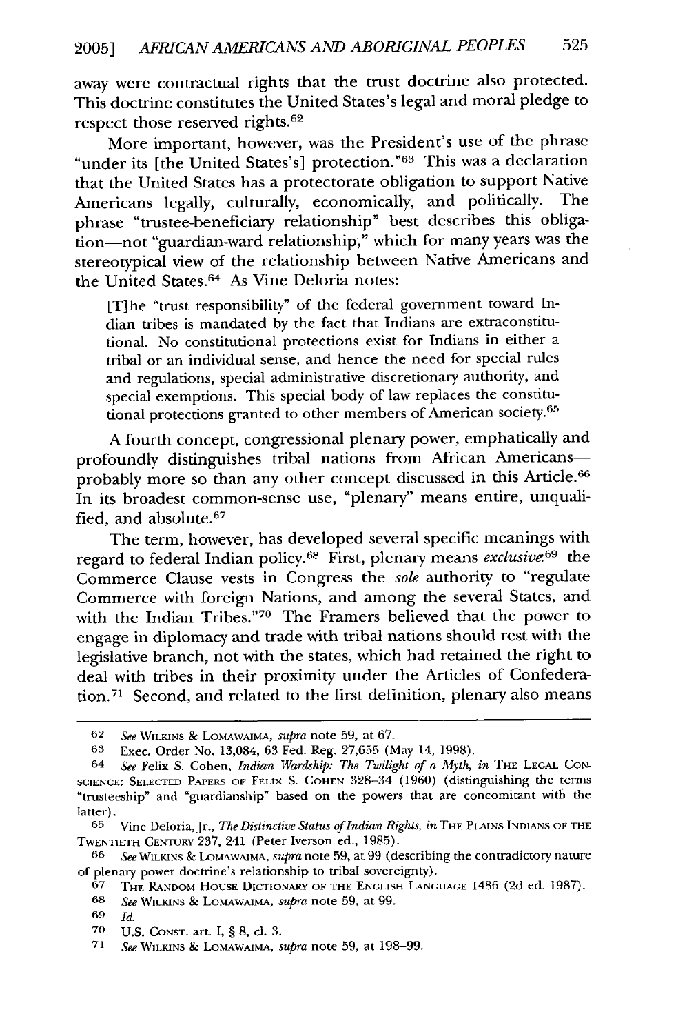away were contractual rights that the trust doctrine also protected. This doctrine constitutes the United States's legal and moral pledge to respect those reserved rights.[62]

More important, however, was the President's use of the phrase "under its [the United States's] protection."[63] This was a declaration that the United States has a protectorate obligation to support Native Americans legally, culturally, economically, and politically. The phrase "trustee-beneficiary relationship" best describes this obligation—not "guardian-ward relationship," which for many years was the stereotypical view of the relationship between Native Americans and the United States.[64] As Vine Deloria notes:

> [T]he "trust responsibility" of the federal government toward Indian tribes is mandated by the fact that Indians are extraconstitutional. No constitutional protections exist for Indians in either a tribal or an individual sense, and hence the need for special rules and regulations, special administrative discretionary authority, and special exemptions. This special body of law replaces the constitutional protections granted to other members of American society.[65]

A fourth concept, congressional plenary power, emphatically and profoundly distinguishes tribal nations from African Americans—probably more so than any other concept discussed in this Article.[66] In its broadest common-sense use, "plenary" means entire, unqualified, and absolute.[67]

The term, however, has developed several specific meanings with regard to federal Indian policy.[68] First, plenary means *exclusive*:[69] the Commerce Clause vests in Congress the *sole* authority to "regulate Commerce with foreign Nations, and among the several States, and with the Indian Tribes."[70] The Framers believed that the power to engage in diplomacy and trade with tribal nations should rest with the legislative branch, not with the states, which had retained the right to deal with tribes in their proximity under the Articles of Confederation.[71] Second, and related to the first definition, plenary also means

---

62 *See* WILKINS & LOMAWAIMA, *supra* note 59, at 67.

63 Exec. Order No. 13,084, 63 Fed. Reg. 27,655 (May 14, 1998).

64 *See* Felix S. Cohen, *Indian Wardship: The Twilight of a Myth*, *in* THE LEGAL CONSCIENCE: SELECTED PAPERS OF FELIX S. COHEN 328–34 (1960) (distinguishing the terms "trusteeship" and "guardianship" based on the powers that are concomitant with the latter).

65 Vine Deloria, Jr., *The Distinctive Status of Indian Rights*, *in* THE PLAINS INDIANS OF THE TWENTIETH CENTURY 237, 241 (Peter Iverson ed., 1985).

66 *See* WILKINS & LOMAWAIMA, *supra* note 59, at 99 (describing the contradictory nature of plenary power doctrine's relationship to tribal sovereignty).

67 THE RANDOM HOUSE DICTIONARY OF THE ENGLISH LANGUAGE 1486 (2d ed. 1987).

68 *See* WILKINS & LOMAWAIMA, *supra* note 59, at 99.

69 *Id.*

70 U.S. CONST. art. I, § 8, cl. 3.

71 *See* WILKINS & LOMAWAIMA, *supra* note 59, at 198–99.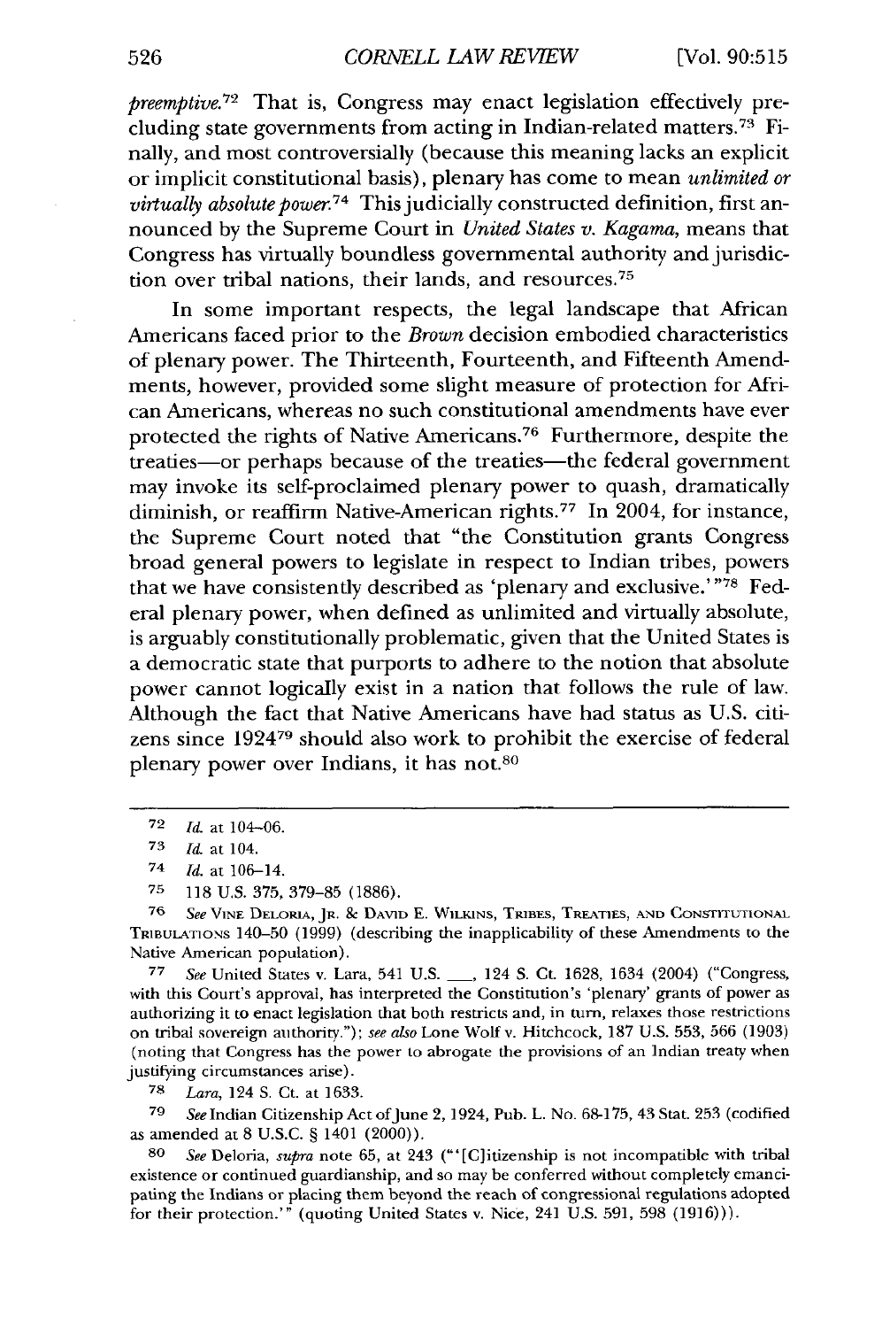*preemptive.*[72] That is, Congress may enact legislation effectively precluding state governments from acting in Indian-related matters.[73] Finally, and most controversially (because this meaning lacks an explicit or implicit constitutional basis), plenary has come to mean *unlimited or virtually absolute power.*[74] This judicially constructed definition, first announced by the Supreme Court in *United States v. Kagama*, means that Congress has virtually boundless governmental authority and jurisdiction over tribal nations, their lands, and resources.[75]

In some important respects, the legal landscape that African Americans faced prior to the *Brown* decision embodied characteristics of plenary power. The Thirteenth, Fourteenth, and Fifteenth Amendments, however, provided some slight measure of protection for African Americans, whereas no such constitutional amendments have ever protected the rights of Native Americans.[76] Furthermore, despite the treaties—or perhaps because of the treaties—the federal government may invoke its self-proclaimed plenary power to quash, dramatically diminish, or reaffirm Native-American rights.[77] In 2004, for instance, the Supreme Court noted that "the Constitution grants Congress broad general powers to legislate in respect to Indian tribes, powers that we have consistently described as 'plenary and exclusive.'"[78] Federal plenary power, when defined as unlimited and virtually absolute, is arguably constitutionally problematic, given that the United States is a democratic state that purports to adhere to the notion that absolute power cannot logically exist in a nation that follows the rule of law. Although the fact that Native Americans have had status as U.S. citizens since 1924[79] should also work to prohibit the exercise of federal plenary power over Indians, it has not.[80]

---

72 *Id.* at 104–06.

73 *Id.* at 104.

74 *Id.* at 106–14.

75 118 U.S. 375, 379–85 (1886).

76 *See* VINE DELORIA, JR. & DAVID E. WILKINS, TRIBES, TREATIES, AND CONSTITUTIONAL TRIBULATIONS 140–50 (1999) (describing the inapplicability of these Amendments to the Native American population).

77 *See* United States v. Lara, 541 U.S. ___, 124 S. Ct. 1628, 1634 (2004) ("Congress, with this Court's approval, has interpreted the Constitution's 'plenary' grants of power as authorizing it to enact legislation that both restricts and, in turn, relaxes those restrictions on tribal sovereign authority."); *see also* Lone Wolf v. Hitchcock, 187 U.S. 553, 566 (1903) (noting that Congress has the power to abrogate the provisions of an Indian treaty when justifying circumstances arise).

78 *Lara*, 124 S. Ct. at 1633.

79 *See* Indian Citizenship Act of June 2, 1924, Pub. L. No. 68-175, 43 Stat. 253 (codified as amended at 8 U.S.C. § 1401 (2000)).

80 *See* Deloria, *supra* note 65, at 243 ("'[C]itizenship is not incompatible with tribal existence or continued guardianship, and so may be conferred without completely emancipating the Indians or placing them beyond the reach of congressional regulations adopted for their protection.'" (quoting United States v. Nice, 241 U.S. 591, 598 (1916))).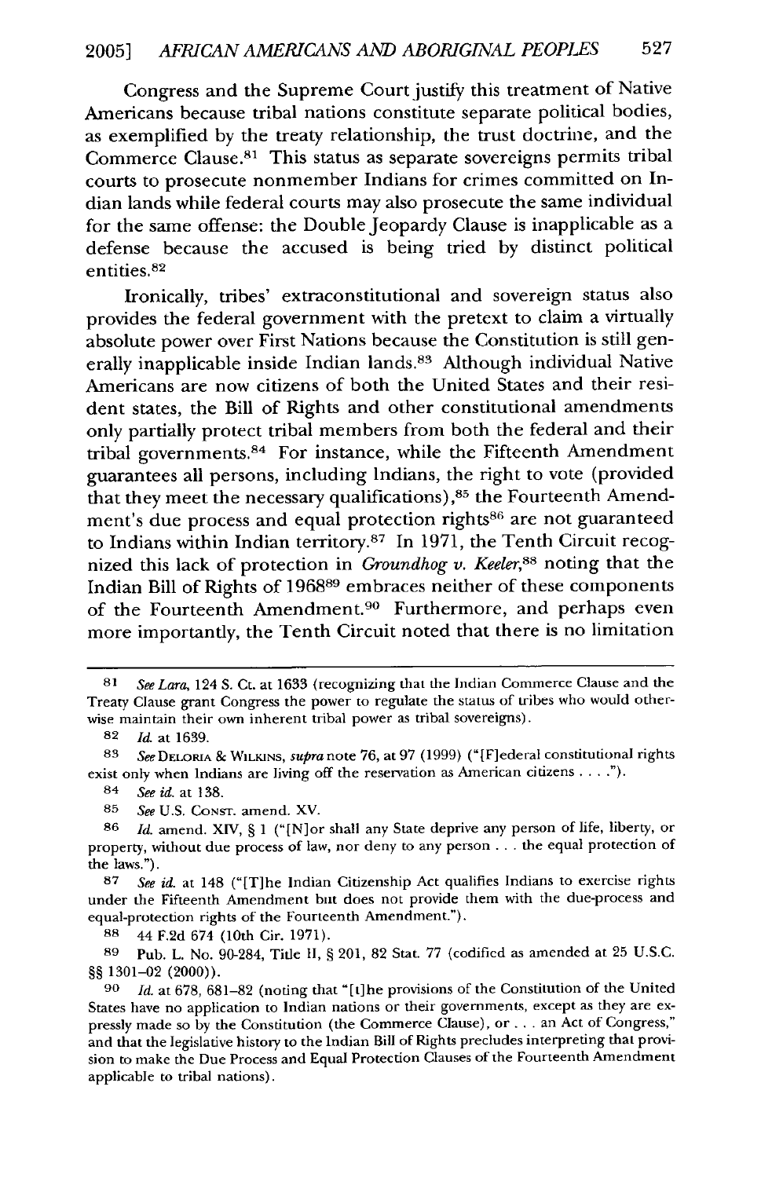Congress and the Supreme Court justify this treatment of Native Americans because tribal nations constitute separate political bodies, as exemplified by the treaty relationship, the trust doctrine, and the Commerce Clause.[81] This status as separate sovereigns permits tribal courts to prosecute nonmember Indians for crimes committed on Indian lands while federal courts may also prosecute the same individual for the same offense: the Double Jeopardy Clause is inapplicable as a defense because the accused is being tried by distinct political entities.[82]

Ironically, tribes' extraconstitutional and sovereign status also provides the federal government with the pretext to claim a virtually absolute power over First Nations because the Constitution is still generally inapplicable inside Indian lands.[83] Although individual Native Americans are now citizens of both the United States and their resident states, the Bill of Rights and other constitutional amendments only partially protect tribal members from both the federal and their tribal governments.[84] For instance, while the Fifteenth Amendment guarantees all persons, including Indians, the right to vote (provided that they meet the necessary qualifications),[85] the Fourteenth Amendment's due process and equal protection rights[86] are not guaranteed to Indians within Indian territory.[87] In 1971, the Tenth Circuit recognized this lack of protection in *Groundhog v. Keeler*,[88] noting that the Indian Bill of Rights of 1968[89] embraces neither of these components of the Fourteenth Amendment.[90] Furthermore, and perhaps even more importantly, the Tenth Circuit noted that there is no limitation

---

[81] *See Lara*, 124 S. Ct. at 1633 (recognizing that the Indian Commerce Clause and the Treaty Clause grant Congress the power to regulate the status of tribes who would otherwise maintain their own inherent tribal power as tribal sovereigns).

[82] *Id.* at 1639.

[83] *See* DELORIA & WILKINS, *supra* note 76, at 97 (1999) ("[F]ederal constitutional rights exist only when Indians are living off the reservation as American citizens . . . .").

[84] *See id.* at 138.

[85] *See* U.S. CONST. amend. XV.

[86] *Id.* amend. XIV, § 1 ("[N]or shall any State deprive any person of life, liberty, or property, without due process of law, nor deny to any person . . . the equal protection of the laws.").

[87] *See id.* at 148 ("[T]he Indian Citizenship Act qualifies Indians to exercise rights under the Fifteenth Amendment but does not provide them with the due-process and equal-protection rights of the Fourteenth Amendment.").

[88] 44 F.2d 674 (10th Cir. 1971).

[89] Pub. L. No. 90-284, Title II, § 201, 82 Stat. 77 (codified as amended at 25 U.S.C. §§ 1301–02 (2000)).

[90] *Id.* at 678, 681–82 (noting that "[t]he provisions of the Constitution of the United States have no application to Indian nations or their governments, except as they are expressly made so by the Constitution (the Commerce Clause), or . . . an Act of Congress," and that the legislative history to the Indian Bill of Rights precludes interpreting that provision to make the Due Process and Equal Protection Clauses of the Fourteenth Amendment applicable to tribal nations).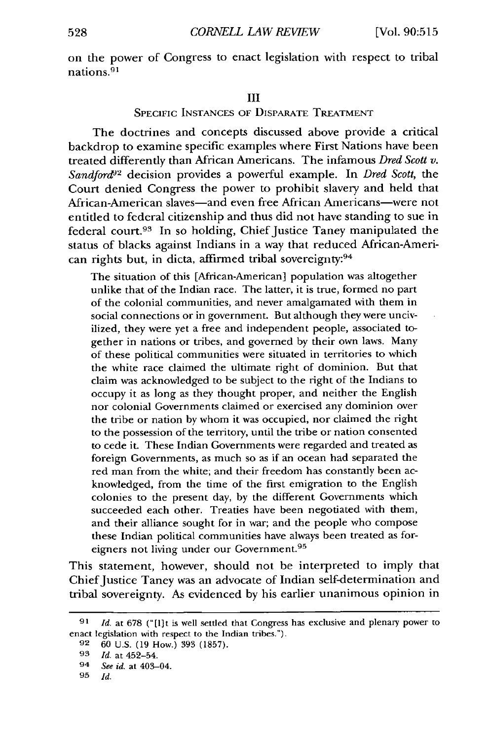on the power of Congress to enact legislation with respect to tribal nations.[91]

## III
## Specific Instances of Disparate Treatment

The doctrines and concepts discussed above provide a critical backdrop to examine specific examples where First Nations have been treated differently than African Americans. The infamous *Dred Scott v. Sandford*[92] decision provides a powerful example. In *Dred Scott*, the Court denied Congress the power to prohibit slavery and held that African-American slaves—and even free African Americans—were not entitled to federal citizenship and thus did not have standing to sue in federal court.[93] In so holding, Chief Justice Taney manipulated the status of blacks against Indians in a way that reduced African-American rights but, in dicta, affirmed tribal sovereignty:[94]

> The situation of this [African-American] population was altogether unlike that of the Indian race. The latter, it is true, formed no part of the colonial communities, and never amalgamated with them in social connections or in government. But although they were uncivilized, they were yet a free and independent people, associated together in nations or tribes, and governed by their own laws. Many of these political communities were situated in territories to which the white race claimed the ultimate right of dominion. But that claim was acknowledged to be subject to the right of the Indians to occupy it as long as they thought proper, and neither the English nor colonial Governments claimed or exercised any dominion over the tribe or nation by whom it was occupied, nor claimed the right to the possession of the territory, until the tribe or nation consented to cede it. These Indian Governments were regarded and treated as foreign Governments, as much so as if an ocean had separated the red man from the white; and their freedom has constantly been acknowledged, from the time of the first emigration to the English colonies to the present day, by the different Governments which succeeded each other. Treaties have been negotiated with them, and their alliance sought for in war; and the people who compose these Indian political communities have always been treated as foreigners not living under our Government.[95]

This statement, however, should not be interpreted to imply that Chief Justice Taney was an advocate of Indian self-determination and tribal sovereignty. As evidenced by his earlier unanimous opinion in

---

91 *Id.* at 678 ("[I]t is well settled that Congress has exclusive and plenary power to enact legislation with respect to the Indian tribes.").

92 60 U.S. (19 How.) 393 (1857).

93 *Id.* at 452–54.

94 *See id.* at 403–04.

95 *Id.*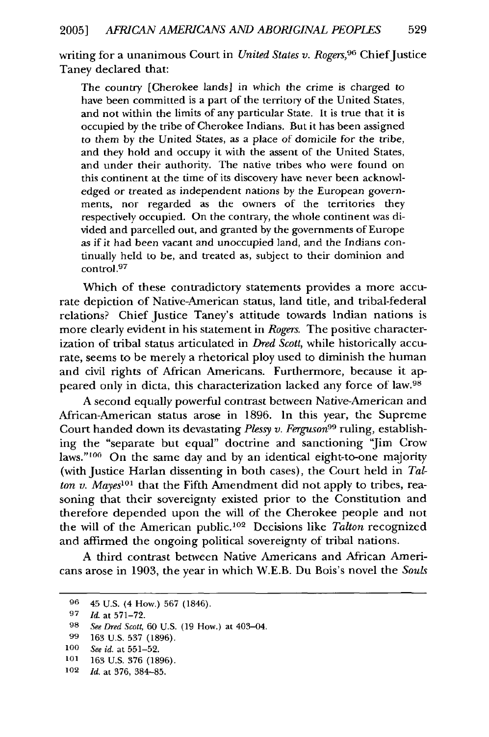writing for a unanimous Court in *United States v. Rogers*,[96] Chief Justice Taney declared that:

> The country [Cherokee lands] in which the crime is charged to have been committed is a part of the territory of the United States, and not within the limits of any particular State. It is true that it is occupied by the tribe of Cherokee Indians. But it has been assigned to them by the United States, as a place of domicile for the tribe, and they hold and occupy it with the assent of the United States, and under their authority. The native tribes who were found on this continent at the time of its discovery have never been acknowledged or treated as independent nations by the European governments, nor regarded as the owners of the territories they respectively occupied. On the contrary, the whole continent was divided and parcelled out, and granted by the governments of Europe as if it had been vacant and unoccupied land, and the Indians continually held to be, and treated as, subject to their dominion and control.[97]

Which of these contradictory statements provides a more accurate depiction of Native-American status, land title, and tribal-federal relations? Chief Justice Taney's attitude towards Indian nations is more clearly evident in his statement in *Rogers*. The positive characterization of tribal status articulated in *Dred Scott*, while historically accurate, seems to be merely a rhetorical ploy used to diminish the human and civil rights of African Americans. Furthermore, because it appeared only in dicta, this characterization lacked any force of law.[98]

A second equally powerful contrast between Native-American and African-American status arose in 1896. In this year, the Supreme Court handed down its devastating *Plessy v. Ferguson*[99] ruling, establishing the "separate but equal" doctrine and sanctioning "Jim Crow laws."[100] On the same day and by an identical eight-to-one majority (with Justice Harlan dissenting in both cases), the Court held in *Talton v. Mayes*[101] that the Fifth Amendment did not apply to tribes, reasoning that their sovereignty existed prior to the Constitution and therefore depended upon the will of the Cherokee people and not the will of the American public.[102] Decisions like *Talton* recognized and affirmed the ongoing political sovereignty of tribal nations.

A third contrast between Native Americans and African Americans arose in 1903, the year in which W.E.B. Du Bois's novel the *Souls*

---

96 45 U.S. (4 How.) 567 (1846).

97 *Id.* at 571–72.

98 *See Dred Scott*, 60 U.S. (19 How.) at 403–04.

99 163 U.S. 537 (1896).

100 *See id.* at 551–52.

101 163 U.S. 376 (1896).

102 *Id.* at 376, 384–85.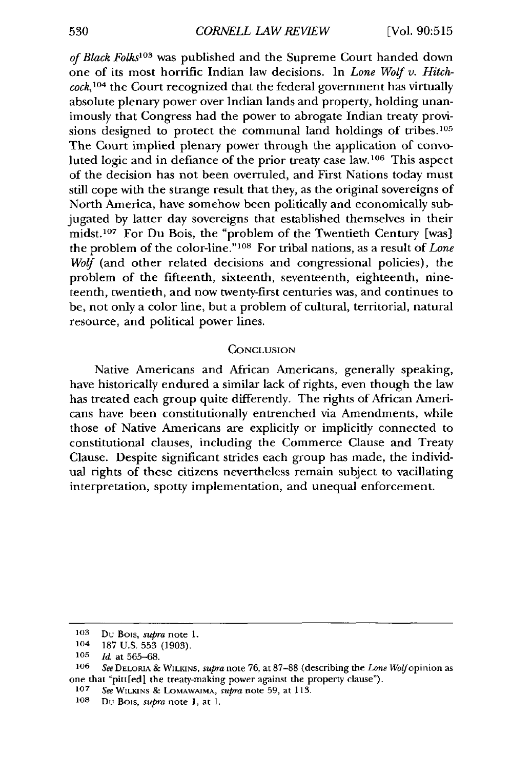*of Black Folks*[103] was published and the Supreme Court handed down one of its most horrific Indian law decisions. In *Lone Wolf v. Hitchcock*,[104] the Court recognized that the federal government has virtually absolute plenary power over Indian lands and property, holding unanimously that Congress had the power to abrogate Indian treaty provisions designed to protect the communal land holdings of tribes.[105] The Court implied plenary power through the application of convoluted logic and in defiance of the prior treaty case law.[106] This aspect of the decision has not been overruled, and First Nations today must still cope with the strange result that they, as the original sovereigns of North America, have somehow been politically and economically subjugated by latter day sovereigns that established themselves in their midst.[107] For Du Bois, the "problem of the Twentieth Century [was] the problem of the color-line."[108] For tribal nations, as a result of *Lone Wolf* (and other related decisions and congressional policies), the problem of the fifteenth, sixteenth, seventeenth, eighteenth, nineteenth, twentieth, and now twenty-first centuries was, and continues to be, not only a color line, but a problem of cultural, territorial, natural resource, and political power lines.

## CONCLUSION

Native Americans and African Americans, generally speaking, have historically endured a similar lack of rights, even though the law has treated each group quite differently. The rights of African Americans have been constitutionally entrenched via Amendments, while those of Native Americans are explicitly or implicitly connected to constitutional clauses, including the Commerce Clause and Treaty Clause. Despite significant strides each group has made, the individual rights of these citizens nevertheless remain subject to vacillating interpretation, spotty implementation, and unequal enforcement.

---

[103] DU BOIS, *supra* note 1.

[104] 187 U.S. 553 (1903).

[105] *Id.* at 565–68.

[106] *See* DELORIA & WILKINS, *supra* note 76, at 87–88 (describing the *Lone Wolf* opinion as one that "pitt[ed] the treaty-making power against the property clause").

[107] *See* WILKINS & LOMAWAIMA, *supra* note 59, at 113.

[108] DU BOIS, *supra* note 1, at 1.